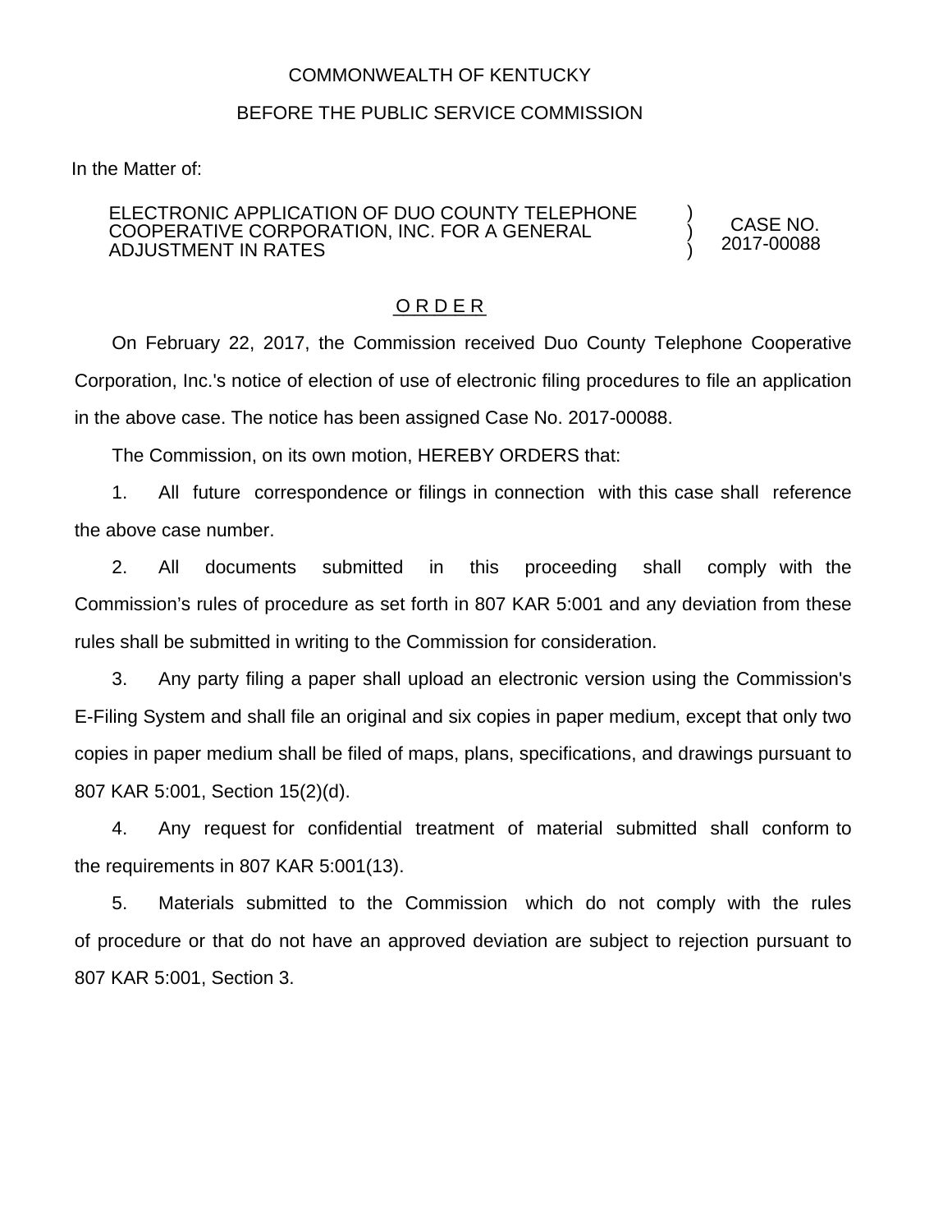COMMONWEALTH OF KENTUCKY

BEFORE THE PUBLIC SERVICE COMMISSION

In the Matter of:

| | | |
|---|---|---|
| ELECTRONIC APPLICATION OF DUO COUNTY TELEPHONE COOPERATIVE CORPORATION, INC. FOR A GENERAL ADJUSTMENT IN RATES | ) ) ) | CASE NO. 2017-00088 |

O R D E R

On February 22, 2017, the Commission received Duo County Telephone Cooperative Corporation, Inc.'s notice of election of use of electronic filing procedures to file an application in the above case. The notice has been assigned Case No. 2017-00088.

The Commission, on its own motion, HEREBY ORDERS that:

1. All future correspondence or filings in connection with this case shall reference the above case number.

2. All documents submitted in this proceeding shall comply with the Commission's rules of procedure as set forth in 807 KAR 5:001 and any deviation from these rules shall be submitted in writing to the Commission for consideration.

3. Any party filing a paper shall upload an electronic version using the Commission's E-Filing System and shall file an original and six copies in paper medium, except that only two copies in paper medium shall be filed of maps, plans, specifications, and drawings pursuant to 807 KAR 5:001, Section 15(2)(d).

4. Any request for confidential treatment of material submitted shall conform to the requirements in 807 KAR 5:001(13).

5. Materials submitted to the Commission which do not comply with the rules of procedure or that do not have an approved deviation are subject to rejection pursuant to 807 KAR 5:001, Section 3.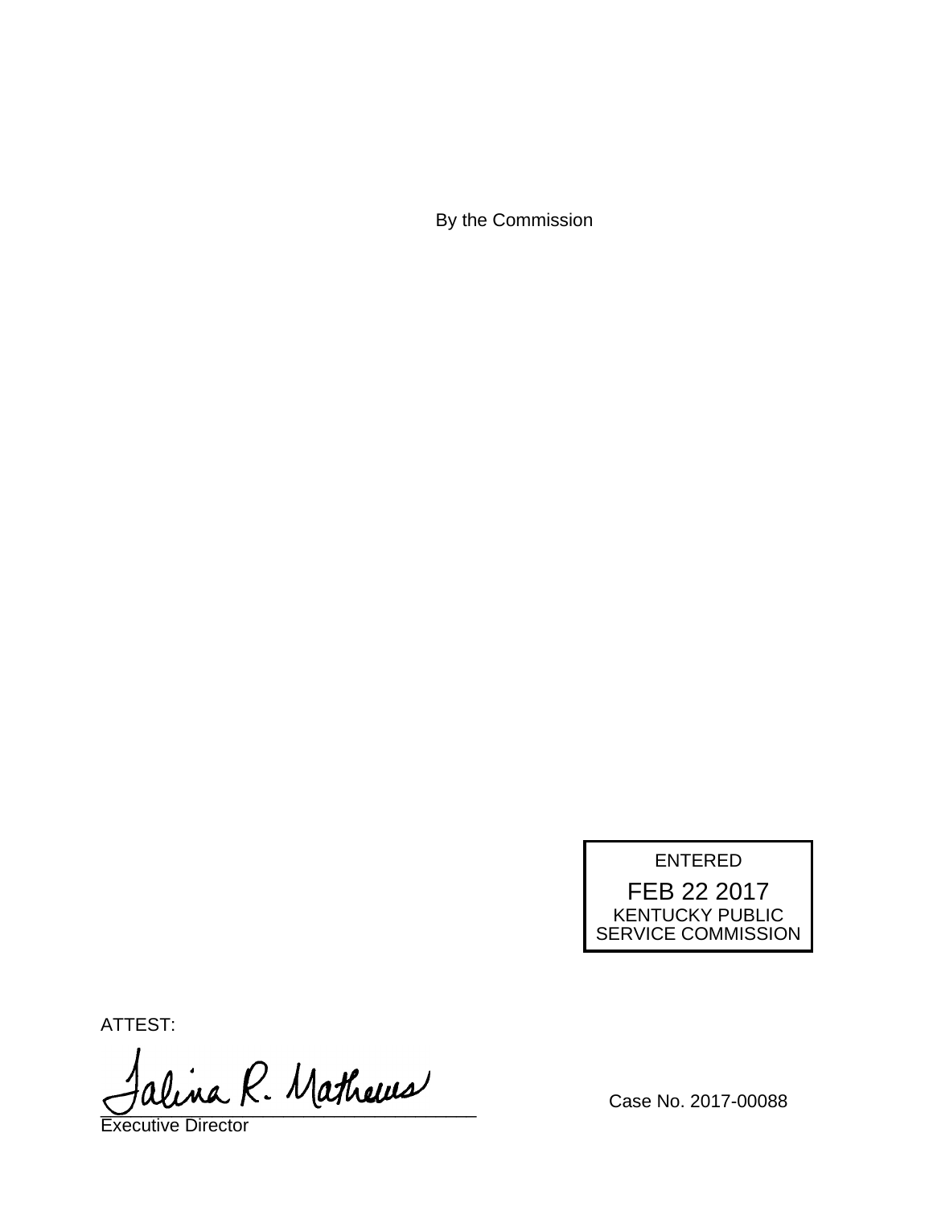By the Commission

ENTERED

FEB 22 2017

KENTUCKY PUBLIC SERVICE COMMISSION

ATTEST:

Talina R. Mathews

Executive Director

Case No. 2017-00088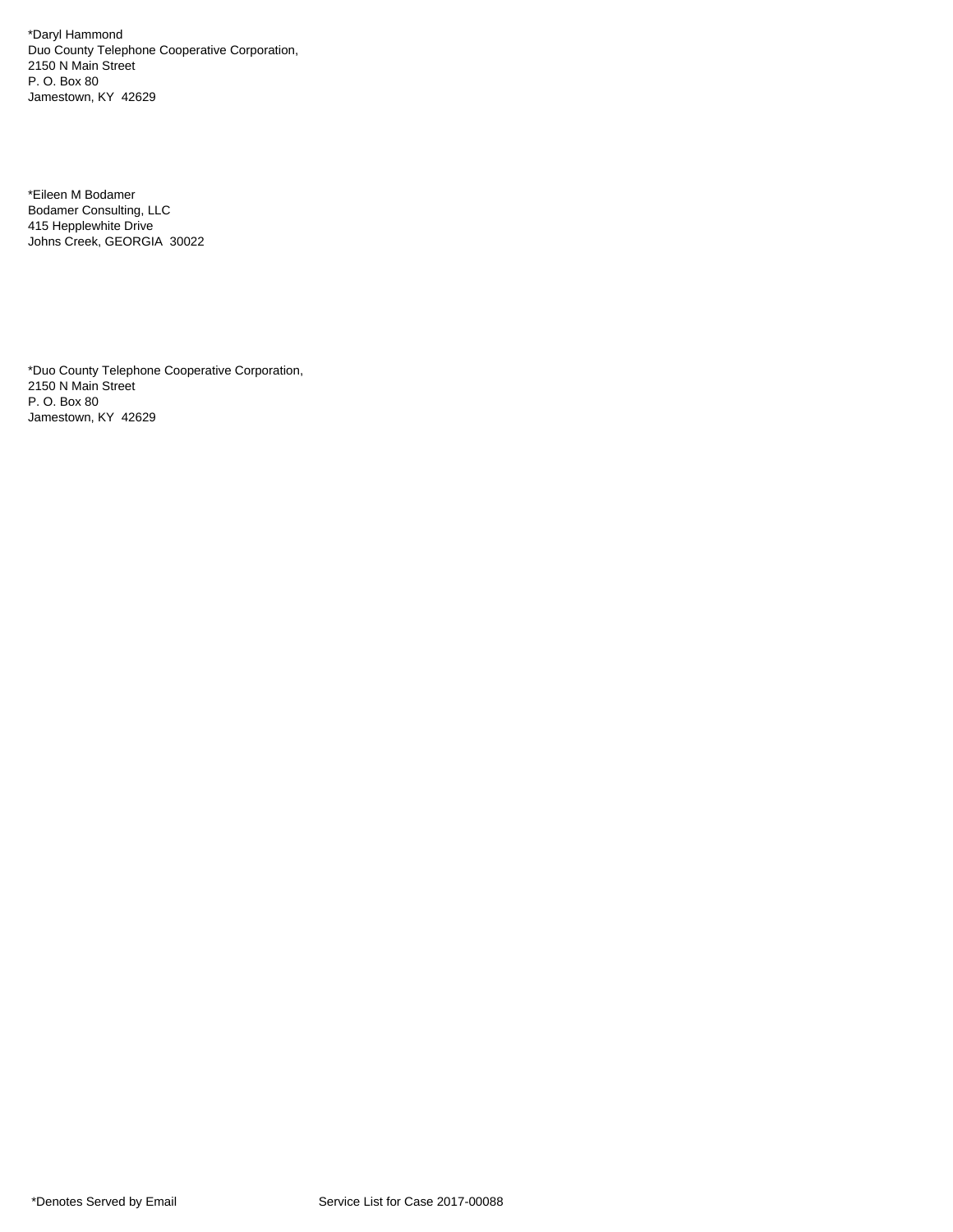*Daryl Hammond
Duo County Telephone Cooperative Corporation,
2150 N Main Street
P. O. Box 80
Jamestown, KY  42629

*Eileen M Bodamer
Bodamer Consulting, LLC
415 Hepplewhite Drive
Johns Creek, GEORGIA  30022

*Duo County Telephone Cooperative Corporation,
2150 N Main Street
P. O. Box 80
Jamestown, KY  42629

*Denotes Served by Email

Service List for Case 2017-00088